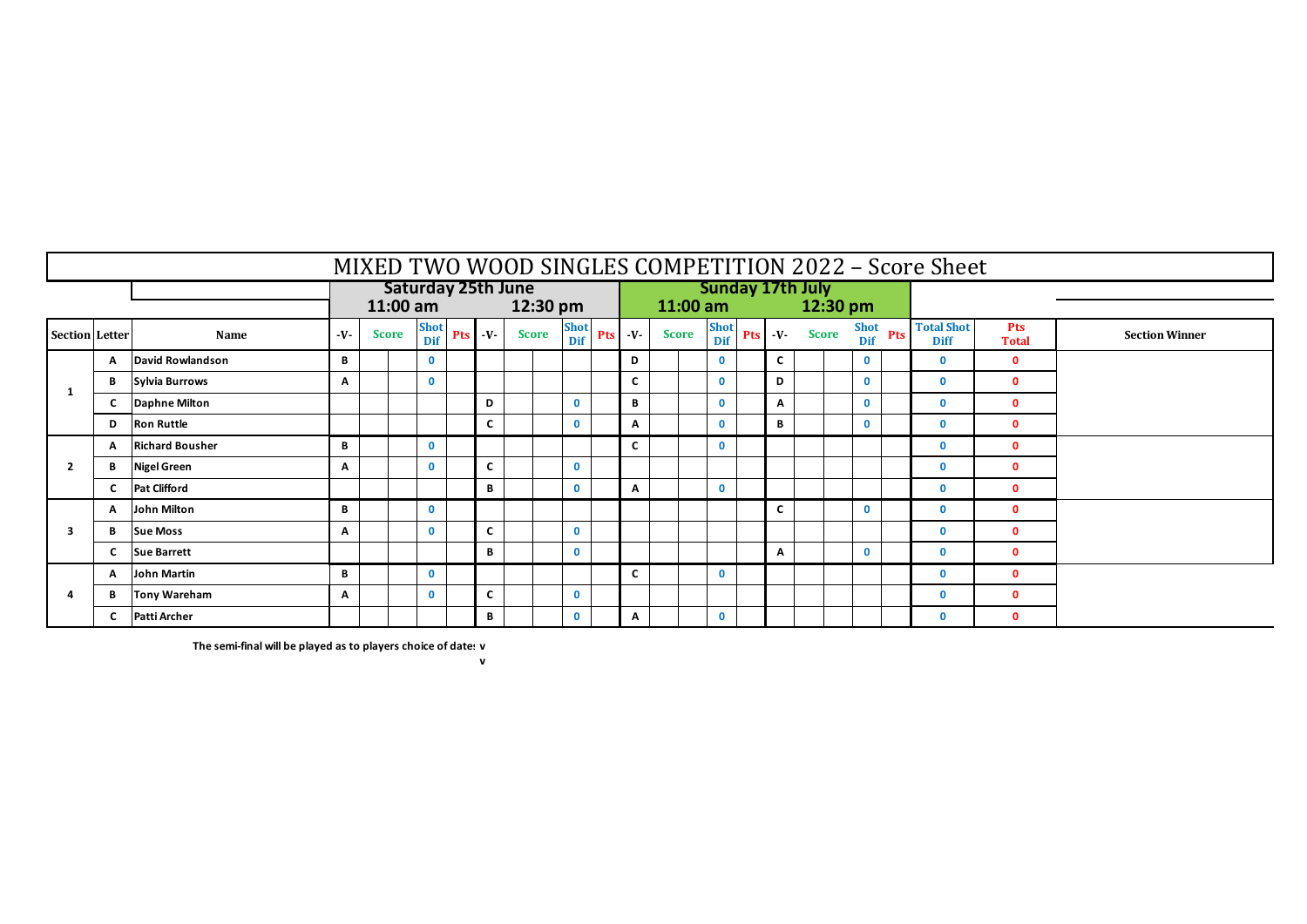# MIXED TWO WOOD SINGLES COMPETITION 2022 – Score Sheet

| Section | Letter | Name | Saturday 25th June 11:00 am -V- | Score | | Shot Dif | Pts | 12:30 pm -V- | Score | | Shot Dif | Pts | Sunday 17th July 11:00 am -V- | Score | | Shot Dif | Pts | 12:30 pm -V- | Score | | Shot Dif | Pts | Total Shot Diff | Pts Total | Section Winner |
|---|---|---|---|---|---|---|---|---|---|---|---|---|---|---|---|---|---|---|---|---|---|---|---|---|---|
| 1 | A | David Rowlandson | B | | | 0 | | | | | | | D | | | 0 | | C | | | 0 | | 0 | 0 | |
| | B | Sylvia Burrows | A | | | 0 | | | | | | | C | | | 0 | | D | | | 0 | | 0 | 0 | |
| | C | Daphne Milton | | | | | | D | | | 0 | | B | | | 0 | | A | | | 0 | | 0 | 0 | |
| | D | Ron Ruttle | | | | | | C | | | 0 | | A | | | 0 | | B | | | 0 | | 0 | 0 | |
| 2 | A | Richard Bousher | B | | | 0 | | | | | | | C | | | 0 | | | | | | | 0 | 0 | |
| | B | Nigel Green | A | | | 0 | | C | | | 0 | | | | | | | | | | | | 0 | 0 | |
| | C | Pat Clifford | | | | | | B | | | 0 | | A | | | 0 | | | | | | | 0 | 0 | |
| 3 | A | John Milton | B | | | 0 | | | | | | | | | | | | C | | | 0 | | 0 | 0 | |
| | B | Sue Moss | A | | | 0 | | C | | | 0 | | | | | | | | | | | | 0 | 0 | |
| | C | Sue Barrett | | | | | | B | | | 0 | | | | | | | A | | | 0 | | 0 | 0 | |
| 4 | A | John Martin | B | | | 0 | | | | | | | C | | | 0 | | | | | | | 0 | 0 | |
| | B | Tony Wareham | A | | | 0 | | C | | | 0 | | | | | | | | | | | | 0 | 0 | |
| | C | Patti Archer | | | | | | B | | | 0 | | A | | | 0 | | | | | | | 0 | 0 | |

The semi-final will be played as to players choice of date: v

v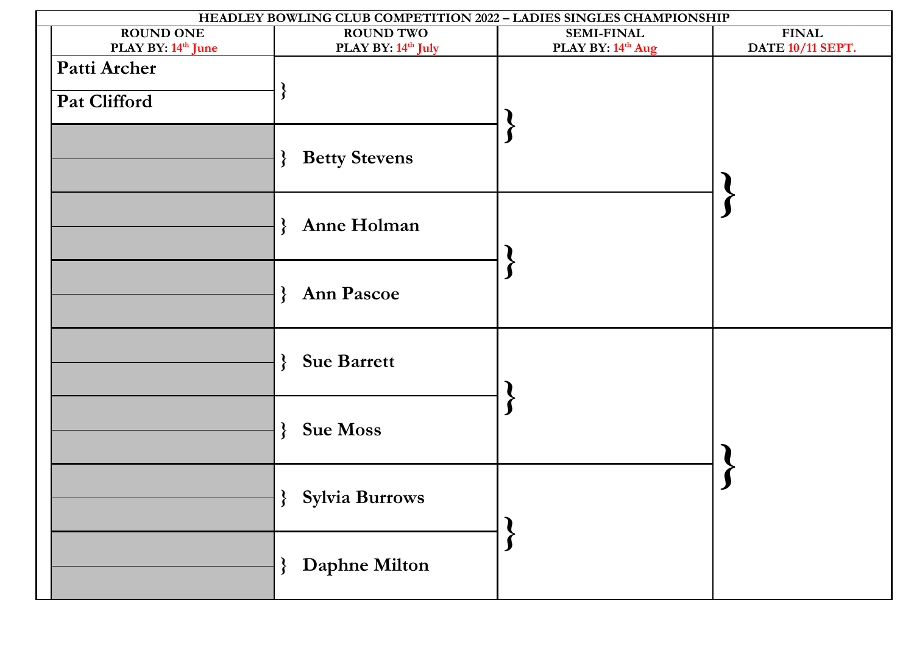# HEADLEY BOWLING CLUB COMPETITION 2022 – LADIES SINGLES CHAMPIONSHIP

| ROUND ONE PLAY BY: 14th June | ROUND TWO PLAY BY: 14th July | SEMI-FINAL PLAY BY: 14th Aug | FINAL DATE 10/11 SEPT. |
|---|---|---|---|
| Patti Archer | } | | |
| Pat Clifford | | } | |
| | } Betty Stevens | | |
| | | | } |
| | } Anne Holman | | |
| | | } | |
| | } Ann Pascoe | | |
| | | | |
| | } Sue Barrett | | |
| | | } | |
| | } Sue Moss | | |
| | | | } |
| | } Sylvia Burrows | | |
| | | } | |
| | } Daphne Milton | | |
| | | | |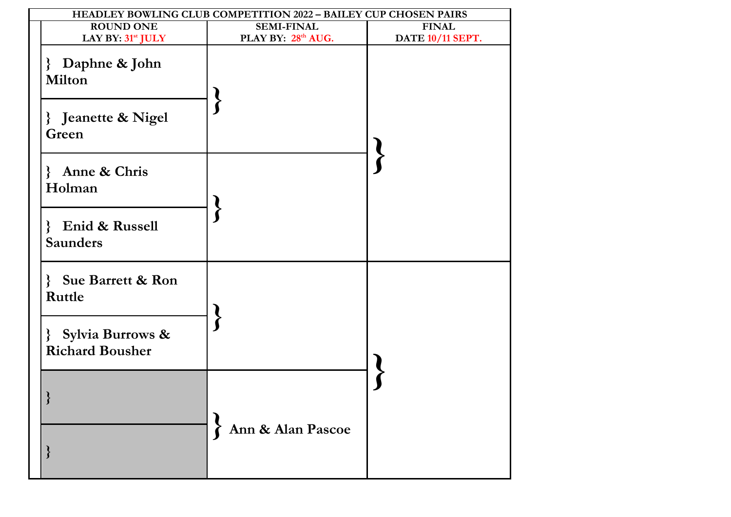| HEADLEY BOWLING CLUB COMPETITION 2022 – BAILEY CUP CHOSEN PAIRS | | |
|---|---|---|
| **ROUND ONE**<br>**LAY BY: 31st JULY** | **SEMI-FINAL**<br>**PLAY BY: 28th AUG.** | **FINAL**<br>**DATE 10/11 SEPT.** |
| } **Daphne & John Milton** | } | } |
| } **Jeanette & Nigel Green** | | |
| } **Anne & Chris Holman** | } | |
| } **Enid & Russell Saunders** | | |
| } **Sue Barrett & Ron Ruttle** | } | } |
| } **Sylvia Burrows & Richard Bousher** | | |
| } | } **Ann & Alan Pascoe** | |
| } | | |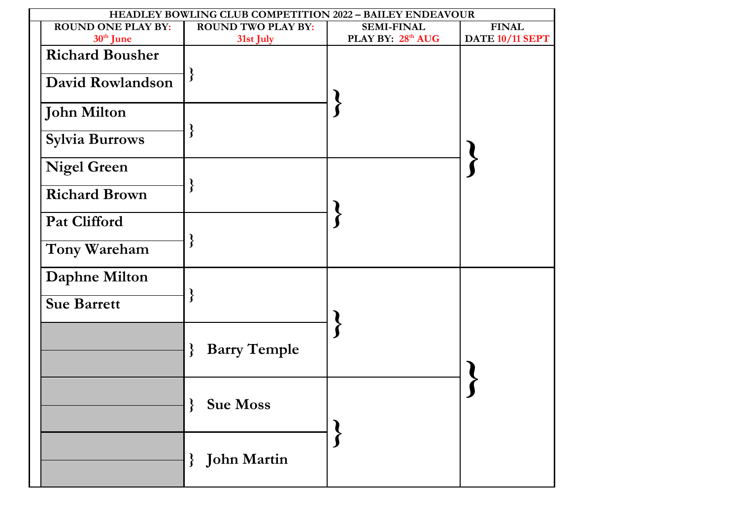| HEADLEY BOWLING CLUB COMPETITION 2022 – BAILEY ENDEAVOUR | | | |
|---|---|---|---|
| ROUND ONE PLAY BY: 30th June | ROUND TWO PLAY BY: 31st July | SEMI-FINAL PLAY BY: 28th AUG | FINAL DATE 10/11 SEPT |
| **Richard Bousher** | } | } | } |
| **David Rowlandson** | | | |
| **John Milton** | } | | |
| **Sylvia Burrows** | | | |
| **Nigel Green** | } | } | |
| **Richard Brown** | | | |
| **Pat Clifford** | } | | |
| **Tony Wareham** | | | |
| **Daphne Milton** | } | } | } |
| **Sue Barrett** | | | |
| | } **Barry Temple** | | |
| | | | |
| | } **Sue Moss** | } | |
| | | | |
| | } **John Martin** | | |
| | | | |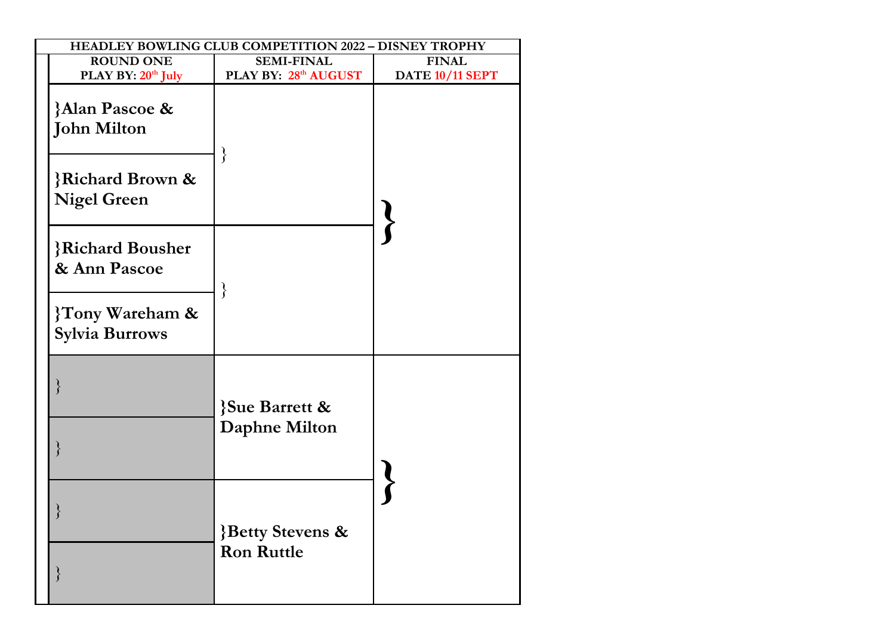| HEADLEY BOWLING CLUB COMPETITION 2022 – DISNEY TROPHY | | |
|---|---|---|
| **ROUND ONE** PLAY BY: 20th July | **SEMI-FINAL** PLAY BY: 28th AUGUST | **FINAL** DATE 10/11 SEPT |
| }**Alan Pascoe & John Milton** | } | } |
| }**Richard Brown & Nigel Green** | | |
| }**Richard Bousher & Ann Pascoe** | } | |
| }**Tony Wareham & Sylvia Burrows** | | |
| } | }**Sue Barrett & Daphne Milton** | } |
| } | | |
| } | }**Betty Stevens & Ron Ruttle** | |
| } | | |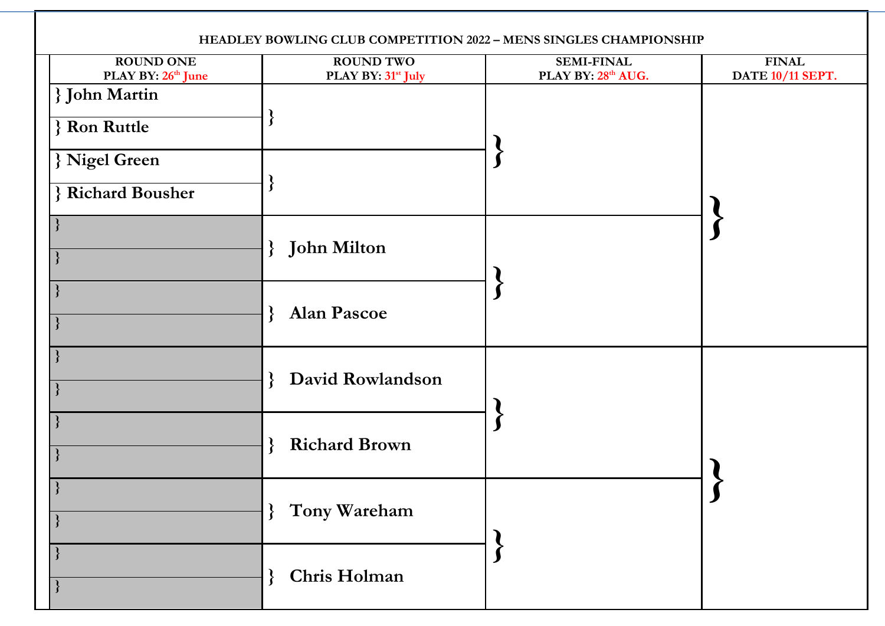## HEADLEY BOWLING CLUB COMPETITION 2022 – MENS SINGLES CHAMPIONSHIP

| ROUND ONE PLAY BY: 26th June | ROUND TWO PLAY BY: 31st July | SEMI-FINAL PLAY BY: 28th AUG. | FINAL DATE 10/11 SEPT. |
|---|---|---|---|
| } John Martin | } | } | } |
| } Ron Ruttle | | | |
| } Nigel Green | } | | |
| } Richard Bousher | | | |
| } | } John Milton | } | |
| } | | | |
| } | } Alan Pascoe | | |
| } | | | |
| } | } David Rowlandson | } | } |
| } | | | |
| } | } Richard Brown | | |
| } | | | |
| } | } Tony Wareham | } | |
| } | | | |
| } | } Chris Holman | | |
| } | | | |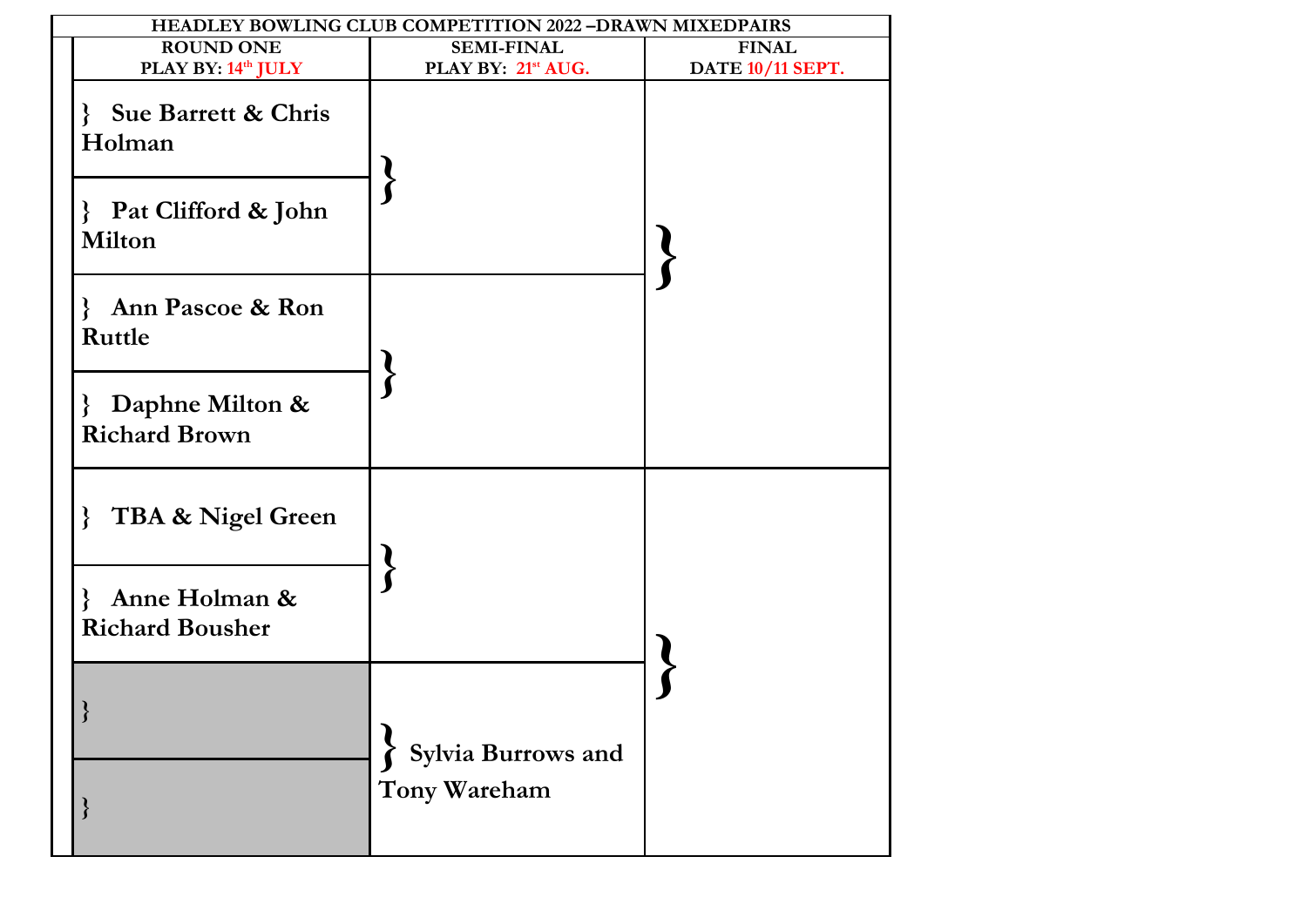# HEADLEY BOWLING CLUB COMPETITION 2022 –DRAWN MIXEDPAIRS

| ROUND ONE PLAY BY: 14th JULY | SEMI-FINAL PLAY BY: 21st AUG. | FINAL DATE 10/11 SEPT. |
|---|---|---|
| } Sue Barrett & Chris Holman | } | } |
| } Pat Clifford & John Milton | | |
| } Ann Pascoe & Ron Ruttle | } | |
| } Daphne Milton & Richard Brown | | |
| } TBA & Nigel Green | } | } |
| } Anne Holman & Richard Bousher | | |
| } | } Sylvia Burrows and Tony Wareham | |
| } | | |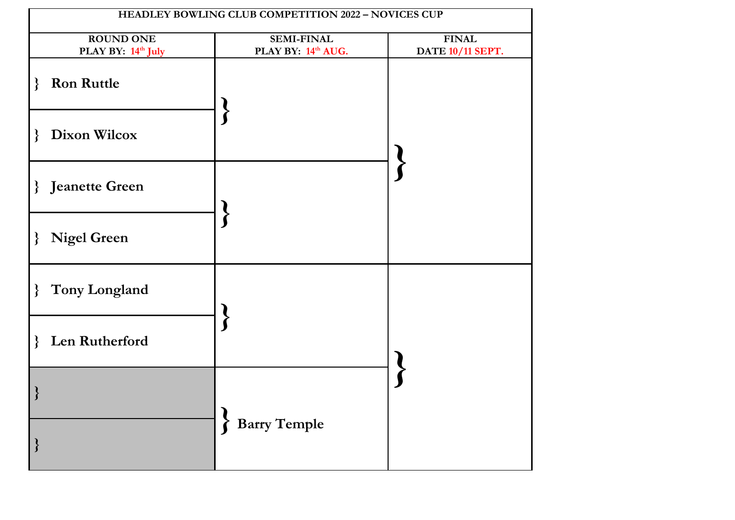| HEADLEY BOWLING CLUB COMPETITION 2022 – NOVICES CUP | | |
|---|---|---|
| **ROUND ONE**<br>**PLAY BY: 14th July** | **SEMI-FINAL**<br>**PLAY BY: 14th AUG.** | **FINAL**<br>**DATE 10/11 SEPT.** |
| } **Ron Ruttle** | } | } |
| } **Dixon Wilcox** | | |
| } **Jeanette Green** | } | |
| } **Nigel Green** | | |
| } **Tony Longland** | } | } |
| } **Len Rutherford** | | |
| } | } **Barry Temple** | |
| } | | |